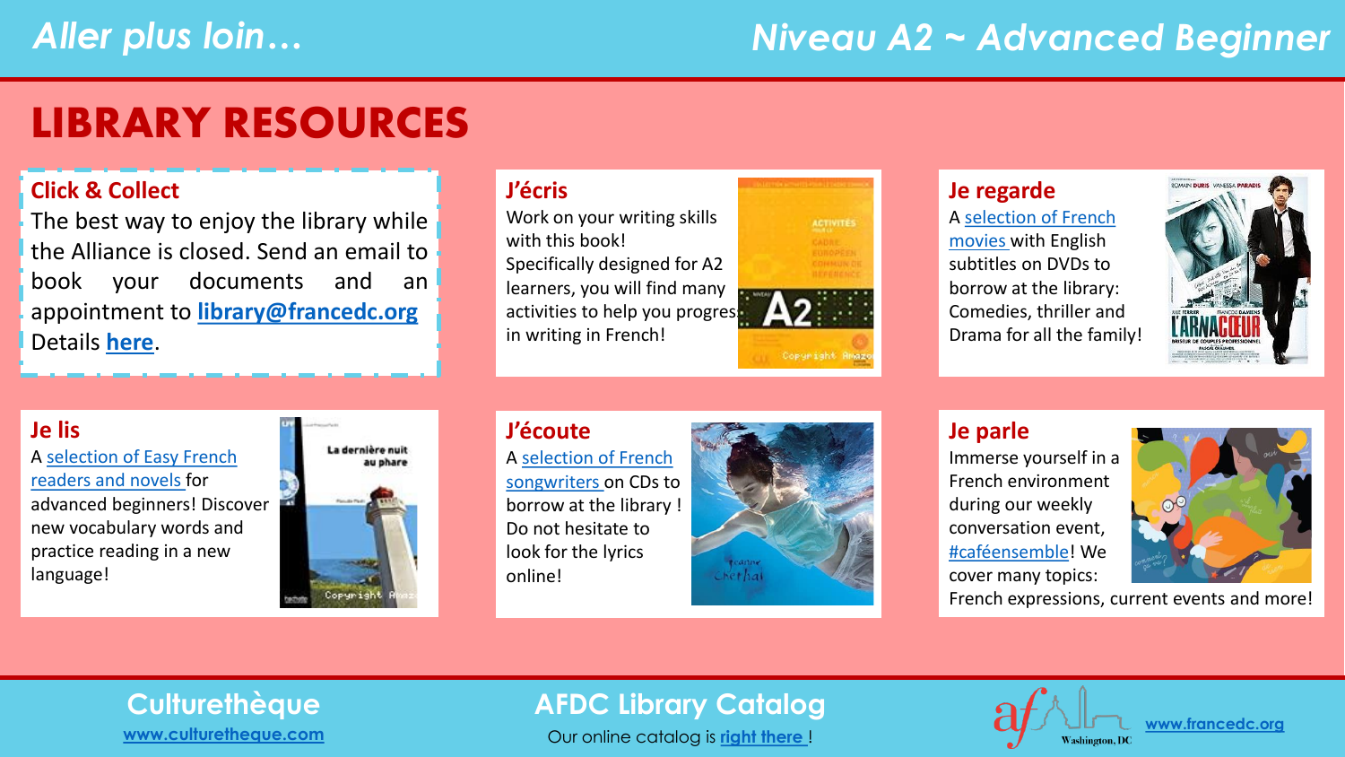Aller plus loin… Niveau A2 ~ Advanced Beginner

# LIBRARY RESOURCES

### Click & Collect

The best way to enjoy the library while the Alliance is closed. Send an email to book your documents and an appointment to **library@francedc.org**

Details **here**.

### J'écris

Work on your writing skills with this book!

Specifically designed for A2 learners, you will find many activities to help you progress in writing in French!

### Je regarde

A selection of French movies with English subtitles on DVDs to borrow at the library: Comedies, thriller and Drama for all the family!

### Je lis

A selection of Easy French readers and novels for advanced beginners! Discover new vocabulary words and practice reading in a new language!

### J'écoute

A selection of French songwriters on CDs to borrow at the library ! Do not hesitate to look for the lyrics online!

### Je parle

Immerse yourself in a French environment during our weekly conversation event, #caféensemble! We cover many topics: French expressions, current events and more!

## Culturethèque

www.culturetheque.com

## AFDC Library Catalog

Our online catalog is right there !

www.francedc.org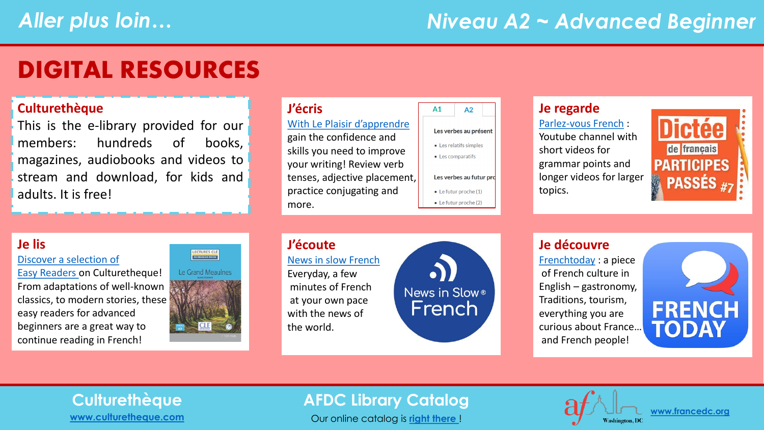*Aller plus loin…*

*Niveau A2 ~ Advanced Beginner*

# DIGITAL RESOURCES

## Culturethèque

This is the e-library provided for our members: hundreds of books, magazines, audiobooks and videos to stream and download, for kids and adults. It is free!

## J'écris

With Le Plaisir d'apprendre gain the confidence and skills you need to improve your writing! Review verb tenses, adjective placement, practice conjugating and more.

## Je regarde

Parlez-vous French : Youtube channel with short videos for grammar points and longer videos for larger topics.

## Je lis

Discover a selection of Easy Readers on Culturetheque! From adaptations of well-known classics, to modern stories, these easy readers for advanced beginners are a great way to continue reading in French!

## J'écoute

News in slow French
Everyday, a few minutes of French at your own pace with the news of the world.

## Je découvre

Frenchtoday : a piece of French culture in English – gastronomy, Traditions, tourism, everything you are curious about France… and French people!

**Culturethèque**
www.culturetheque.com

**AFDC Library Catalog**
Our online catalog is right there !

www.francedc.org